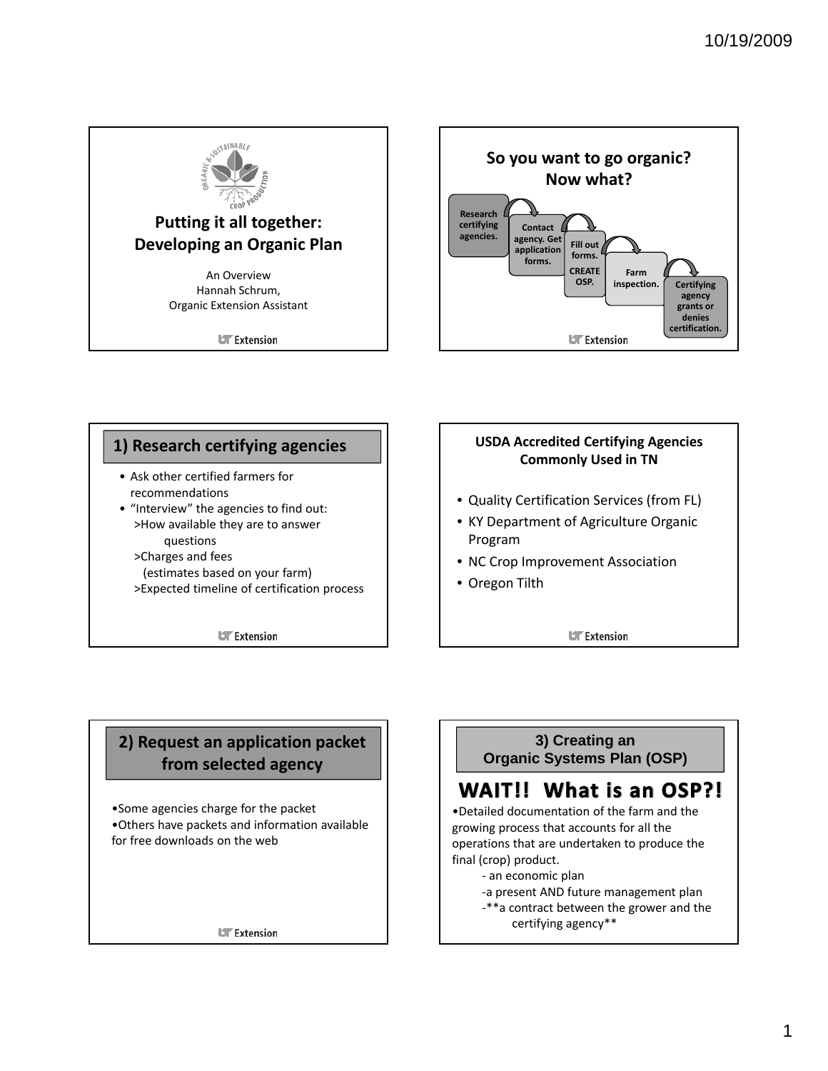## Putting it all together: Developing an Organic Plan

An Overview
Hannah Schrum,
Organic Extension Assistant

## So you want to go organic? Now what?

Research certifying agencies. → Contact agency. Get application forms. → Fill out forms. CREATE OSP. → Farm inspection. → Certifying agency grants or denies certification.

## 1) Research certifying agencies

- Ask other certified farmers for recommendations
- "Interview" the agencies to find out:
  - >How available they are to answer questions
  - >Charges and fees (estimates based on your farm)
  - >Expected timeline of certification process

## USDA Accredited Certifying Agencies Commonly Used in TN

- Quality Certification Services (from FL)
- KY Department of Agriculture Organic Program
- NC Crop Improvement Association
- Oregon Tilth

## 2) Request an application packet from selected agency

- Some agencies charge for the packet
- Others have packets and information available for free downloads on the web

## 3) Creating an Organic Systems Plan (OSP)

### WAIT!! What is an OSP?!

- Detailed documentation of the farm and the growing process that accounts for all the operations that are undertaken to produce the final (crop) product.
  - an economic plan
  - a present AND future management plan
  - **a contract between the grower and the certifying agency**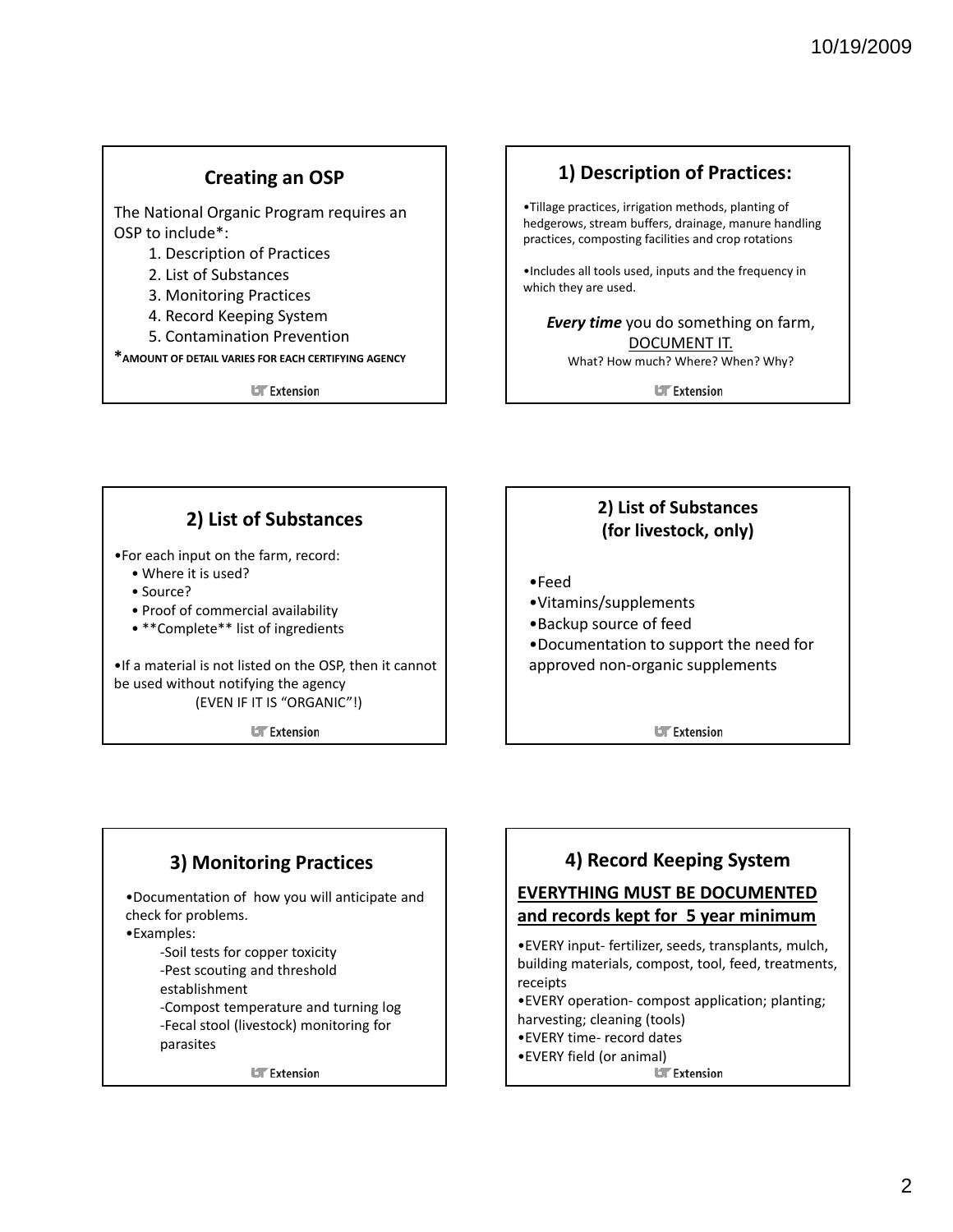## Creating an OSP

The National Organic Program requires an OSP to include*:

1. Description of Practices
2. List of Substances
3. Monitoring Practices
4. Record Keeping System
5. Contamination Prevention

*AMOUNT OF DETAIL VARIES FOR EACH CERTIFYING AGENCY

UT Extension

## 1) Description of Practices:

- Tillage practices, irrigation methods, planting of hedgerows, stream buffers, drainage, manure handling practices, composting facilities and crop rotations
- Includes all tools used, inputs and the frequency in which they are used.

***Every time*** you do something on farm, <u>DOCUMENT IT.</u>

What? How much? Where? When? Why?

UT Extension

## 2) List of Substances

- For each input on the farm, record:
  - Where it is used?
  - Source?
  - Proof of commercial availability
  - **Complete** list of ingredients
- If a material is not listed on the OSP, then it cannot be used without notifying the agency (EVEN IF IT IS "ORGANIC"!)

UT Extension

## 2) List of Substances (for livestock, only)

- Feed
- Vitamins/supplements
- Backup source of feed
- Documentation to support the need for approved non-organic supplements

UT Extension

## 3) Monitoring Practices

- Documentation of how you will anticipate and check for problems.
- Examples:
  - -Soil tests for copper toxicity
  - -Pest scouting and threshold establishment
  - -Compost temperature and turning log
  - -Fecal stool (livestock) monitoring for parasites

UT Extension

## 4) Record Keeping System

**<u>EVERYTHING MUST BE DOCUMENTED and records kept for 5 year minimum</u>**

- EVERY input- fertilizer, seeds, transplants, mulch, building materials, compost, tool, feed, treatments, receipts
- EVERY operation- compost application; planting; harvesting; cleaning (tools)
- EVERY time- record dates
- EVERY field (or animal)

UT Extension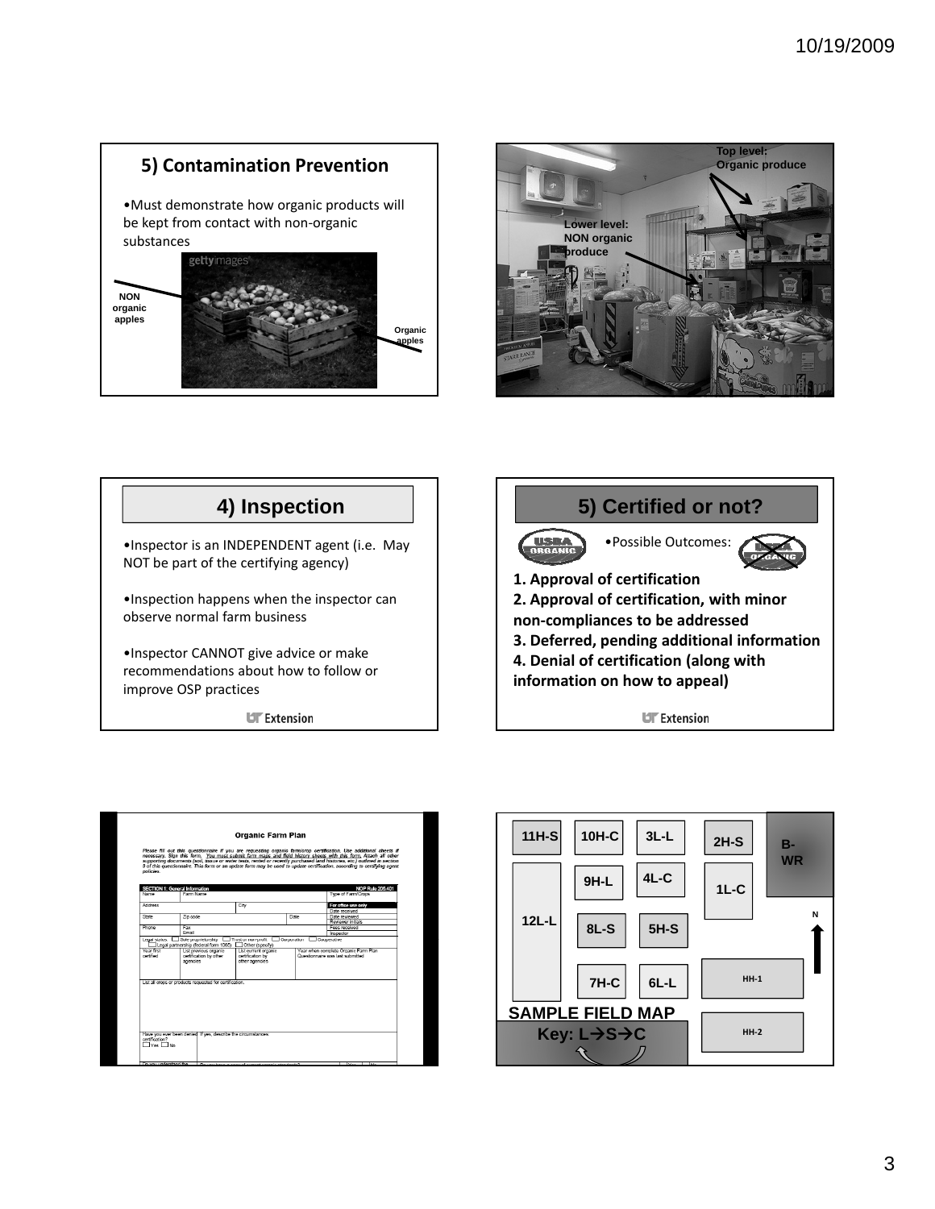## 5) Contamination Prevention

- Must demonstrate how organic products will be kept from contact with non-organic substances

NON organic apples

Organic apples

Top level: Organic produce

Lower level: NON organic produce

## 4) Inspection

- Inspector is an INDEPENDENT agent (i.e. May NOT be part of the certifying agency)
- Inspection happens when the inspector can observe normal farm business
- Inspector CANNOT give advice or make recommendations about how to follow or improve OSP practices

## 5) Certified or not?

- Possible Outcomes:

**1. Approval of certification**
**2. Approval of certification, with minor non-compliances to be addressed**
**3. Deferred, pending additional information**
**4. Denial of certification (along with information on how to appeal)**

**Organic Farm Plan**

**SAMPLE FIELD MAP**

11H-S, 10H-C, 3L-L, 2H-S, B-WR, 9H-L, 4L-C, 1L-C, 12L-L, 8L-S, 5H-S, N, 7H-C, 6L-L, HH-1, HH-2

**Key: L→S→C**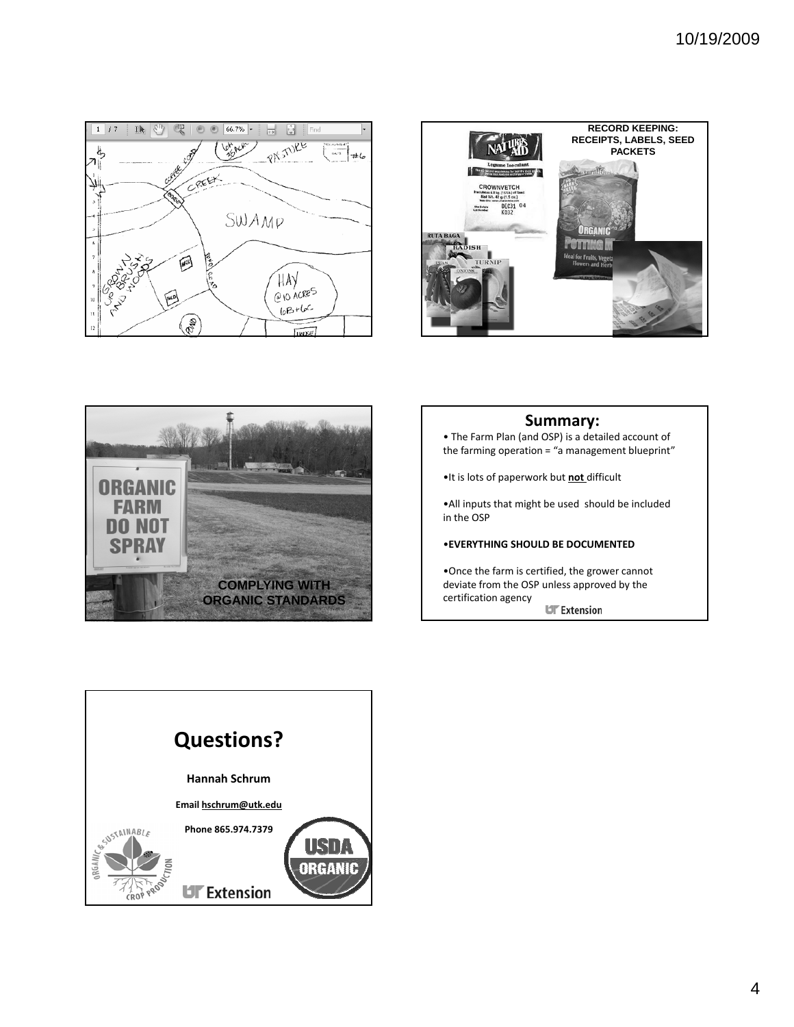**RECORD KEEPING: RECEIPTS, LABELS, SEED PACKETS**

**COMPLYING WITH ORGANIC STANDARDS**

## Summary:

- The Farm Plan (and OSP) is a detailed account of the farming operation = "a management blueprint"
- It is lots of paperwork but **not** difficult
- All inputs that might be used should be included in the OSP
- **EVERYTHING SHOULD BE DOCUMENTED**
- Once the farm is certified, the grower cannot deviate from the OSP unless approved by the certification agency

UT Extension

# Questions?

**Hannah Schrum**

**Email hschrum@utk.edu**

**Phone 865.974.7379**

UT Extension